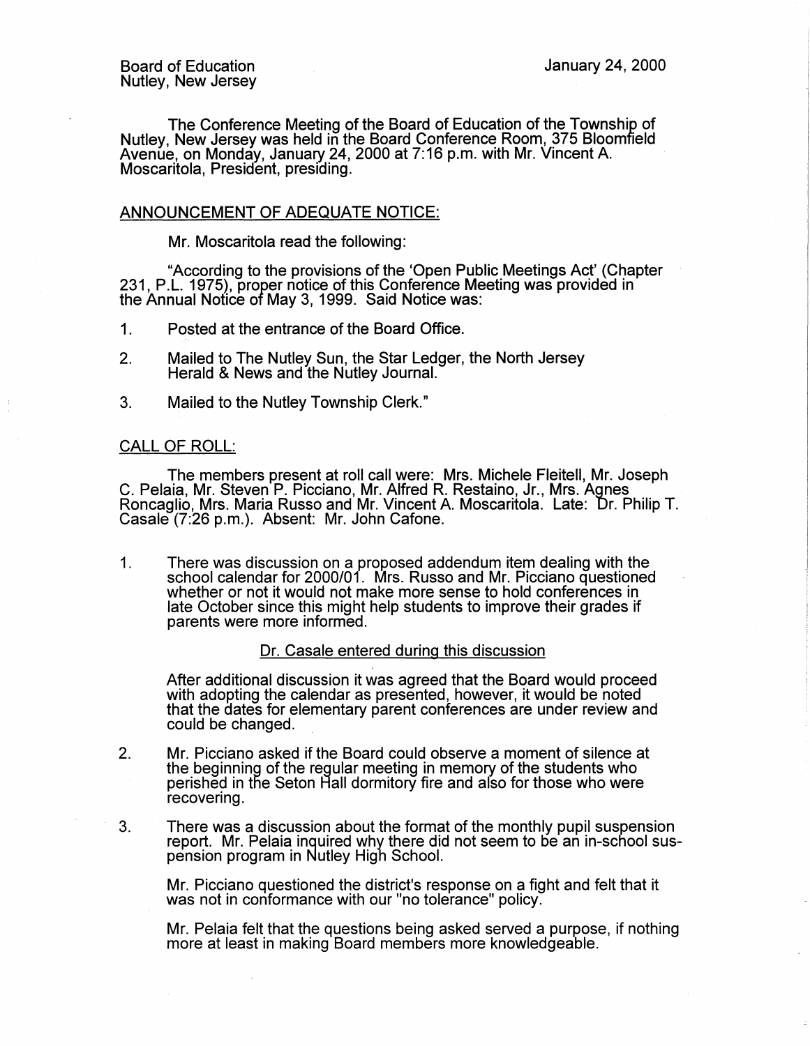Board of Education
Nutley, New Jersey

January 24, 2000

The Conference Meeting of the Board of Education of the Township of Nutley, New Jersey was held in the Board Conference Room, 375 Bloomfield Avenue, on Monday, January 24, 2000 at 7:16 p.m. with Mr. Vincent A. Moscaritola, President, presiding.

## ANNOUNCEMENT OF ADEQUATE NOTICE:

Mr. Moscaritola read the following:

"According to the provisions of the 'Open Public Meetings Act' (Chapter 231, P.L. 1975), proper notice of this Conference Meeting was provided in the Annual Notice of May 3, 1999. Said Notice was:

1. Posted at the entrance of the Board Office.
2. Mailed to The Nutley Sun, the Star Ledger, the North Jersey Herald & News and the Nutley Journal.
3. Mailed to the Nutley Township Clerk."

## CALL OF ROLL:

The members present at roll call were: Mrs. Michele Fleitell, Mr. Joseph C. Pelaia, Mr. Steven P. Picciano, Mr. Alfred R. Restaino, Jr., Mrs. Agnes Roncaglio, Mrs. Maria Russo and Mr. Vincent A. Moscaritola. Late: Dr. Philip T. Casale (7:26 p.m.). Absent: Mr. John Cafone.

1. There was discussion on a proposed addendum item dealing with the school calendar for 2000/01. Mrs. Russo and Mr. Picciano questioned whether or not it would not make more sense to hold conferences in late October since this might help students to improve their grades if parents were more informed.

   Dr. Casale entered during this discussion

   After additional discussion it was agreed that the Board would proceed with adopting the calendar as presented, however, it would be noted that the dates for elementary parent conferences are under review and could be changed.

2. Mr. Picciano asked if the Board could observe a moment of silence at the beginning of the regular meeting in memory of the students who perished in the Seton Hall dormitory fire and also for those who were recovering.

3. There was a discussion about the format of the monthly pupil suspension report. Mr. Pelaia inquired why there did not seem to be an in-school suspension program in Nutley High School.

   Mr. Picciano questioned the district's response on a fight and felt that it was not in conformance with our "no tolerance" policy.

   Mr. Pelaia felt that the questions being asked served a purpose, if nothing more at least in making Board members more knowledgeable.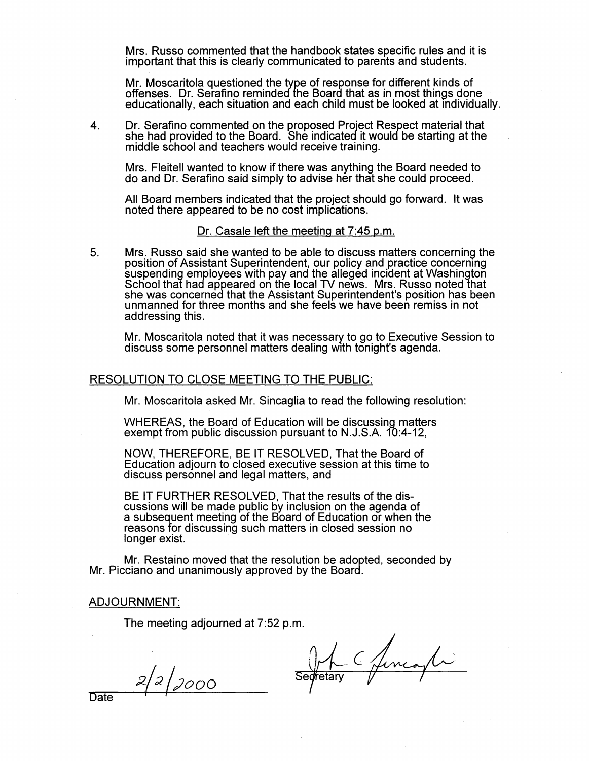Mrs. Russo commented that the handbook states specific rules and it is important that this is clearly communicated to parents and students.

Mr. Moscaritola questioned the type of response for different kinds of offenses. Dr. Serafino reminded the Board that as in most things done educationally, each situation and each child must be looked at individually.

4. Dr. Serafino commented on the proposed Project Respect material that she had provided to the Board. She indicated it would be starting at the middle school and teachers would receive training.

   Mrs. Fleitell wanted to know if there was anything the Board needed to do and Dr. Serafino said simply to advise her that she could proceed.

   All Board members indicated that the project should go forward. It was noted there appeared to be no cost implications.

<u>Dr. Casale left the meeting at 7:45 p.m.</u>

5. Mrs. Russo said she wanted to be able to discuss matters concerning the position of Assistant Superintendent, our policy and practice concerning suspending employees with pay and the alleged incident at Washington School that had appeared on the local TV news. Mrs. Russo noted that she was concerned that the Assistant Superintendent's position has been unmanned for three months and she feels we have been remiss in not addressing this.

   Mr. Moscaritola noted that it was necessary to go to Executive Session to discuss some personnel matters dealing with tonight's agenda.

<u>RESOLUTION TO CLOSE MEETING TO THE PUBLIC:</u>

Mr. Moscaritola asked Mr. Sincaglia to read the following resolution:

WHEREAS, the Board of Education will be discussing matters exempt from public discussion pursuant to N.J.S.A. 10:4-12,

NOW, THEREFORE, BE IT RESOLVED, That the Board of Education adjourn to closed executive session at this time to discuss personnel and legal matters, and

BE IT FURTHER RESOLVED, That the results of the discussions will be made public by inclusion on the agenda of a subsequent meeting of the Board of Education or when the reasons for discussing such matters in closed session no longer exist.

Mr. Restaino moved that the resolution be adopted, seconded by Mr. Picciano and unanimously approved by the Board.

<u>ADJOURNMENT:</u>

The meeting adjourned at 7:52 p.m.

2/2/2000
Date

Secretary